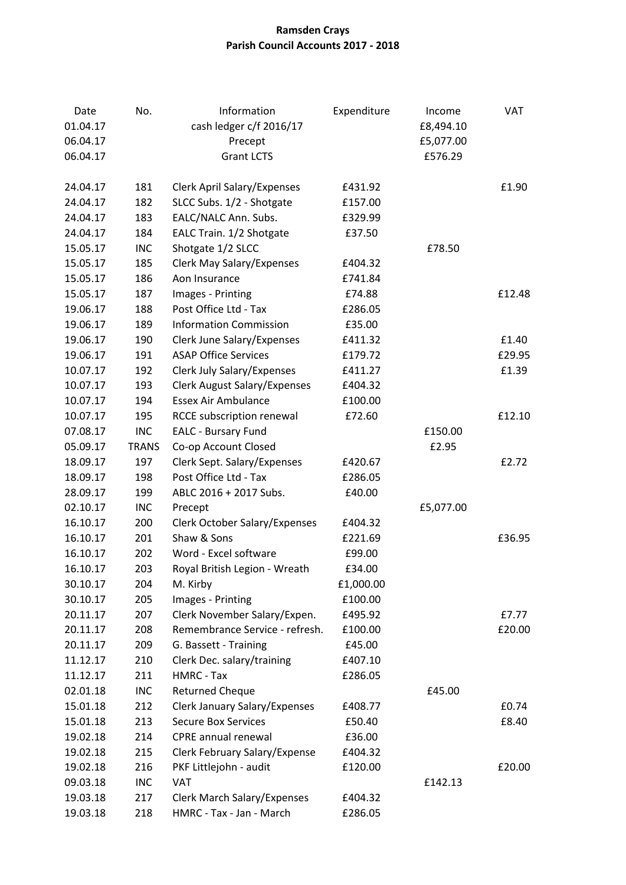# Ramsden Crays
## Parish Council Accounts 2017 - 2018

| Date | No. | Information | Expenditure | Income | VAT |
|---|---|---|---|---|---|
| 01.04.17 | | cash ledger c/f 2016/17 | | £8,494.10 | |
| 06.04.17 | | Precept | | £5,077.00 | |
| 06.04.17 | | Grant LCTS | | £576.29 | |
| | | | | | |
| 24.04.17 | 181 | Clerk April Salary/Expenses | £431.92 | | £1.90 |
| 24.04.17 | 182 | SLCC Subs. 1/2 - Shotgate | £157.00 | | |
| 24.04.17 | 183 | EALC/NALC Ann. Subs. | £329.99 | | |
| 24.04.17 | 184 | EALC Train. 1/2 Shotgate | £37.50 | | |
| 15.05.17 | INC | Shotgate 1/2 SLCC | | £78.50 | |
| 15.05.17 | 185 | Clerk May Salary/Expenses | £404.32 | | |
| 15.05.17 | 186 | Aon Insurance | £741.84 | | |
| 15.05.17 | 187 | Images - Printing | £74.88 | | £12.48 |
| 19.06.17 | 188 | Post Office Ltd - Tax | £286.05 | | |
| 19.06.17 | 189 | Information Commission | £35.00 | | |
| 19.06.17 | 190 | Clerk June Salary/Expenses | £411.32 | | £1.40 |
| 19.06.17 | 191 | ASAP Office Services | £179.72 | | £29.95 |
| 10.07.17 | 192 | Clerk July Salary/Expenses | £411.27 | | £1.39 |
| 10.07.17 | 193 | Clerk August Salary/Expenses | £404.32 | | |
| 10.07.17 | 194 | Essex Air Ambulance | £100.00 | | |
| 10.07.17 | 195 | RCCE subscription renewal | £72.60 | | £12.10 |
| 07.08.17 | INC | EALC - Bursary Fund | | £150.00 | |
| 05.09.17 | TRANS | Co-op Account Closed | | £2.95 | |
| 18.09.17 | 197 | Clerk Sept. Salary/Expenses | £420.67 | | £2.72 |
| 18.09.17 | 198 | Post Office Ltd - Tax | £286.05 | | |
| 28.09.17 | 199 | ABLC 2016 + 2017 Subs. | £40.00 | | |
| 02.10.17 | INC | Precept | | £5,077.00 | |
| 16.10.17 | 200 | Clerk October Salary/Expenses | £404.32 | | |
| 16.10.17 | 201 | Shaw & Sons | £221.69 | | £36.95 |
| 16.10.17 | 202 | Word - Excel software | £99.00 | | |
| 16.10.17 | 203 | Royal British Legion - Wreath | £34.00 | | |
| 30.10.17 | 204 | M. Kirby | £1,000.00 | | |
| 30.10.17 | 205 | Images - Printing | £100.00 | | |
| 20.11.17 | 207 | Clerk November Salary/Expen. | £495.92 | | £7.77 |
| 20.11.17 | 208 | Remembrance Service - refresh. | £100.00 | | £20.00 |
| 20.11.17 | 209 | G. Bassett - Training | £45.00 | | |
| 11.12.17 | 210 | Clerk Dec. salary/training | £407.10 | | |
| 11.12.17 | 211 | HMRC - Tax | £286.05 | | |
| 02.01.18 | INC | Returned Cheque | | £45.00 | |
| 15.01.18 | 212 | Clerk January Salary/Expenses | £408.77 | | £0.74 |
| 15.01.18 | 213 | Secure Box Services | £50.40 | | £8.40 |
| 19.02.18 | 214 | CPRE annual renewal | £36.00 | | |
| 19.02.18 | 215 | Clerk February Salary/Expense | £404.32 | | |
| 19.02.18 | 216 | PKF Littlejohn - audit | £120.00 | | £20.00 |
| 09.03.18 | INC | VAT | | £142.13 | |
| 19.03.18 | 217 | Clerk March Salary/Expenses | £404.32 | | |
| 19.03.18 | 218 | HMRC - Tax - Jan - March | £286.05 | | |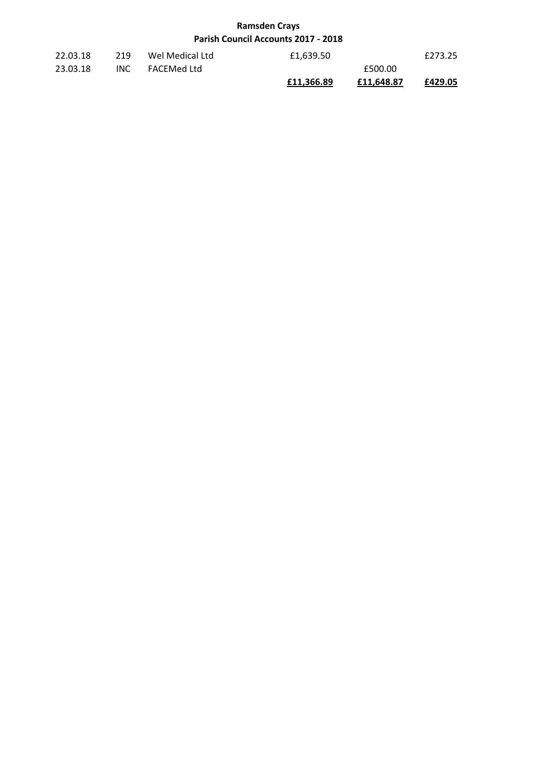**Ramsden Crays**
**Parish Council Accounts 2017 - 2018**

| | | | | | |
|---|---|---|---|---|---|
| 22.03.18 | 219 | Wel Medical Ltd | £1,639.50 | | £273.25 |
| 23.03.18 | INC | FACEMed Ltd | | £500.00 | |
| | | | **£11,366.89** | **£11,648.87** | **£429.05** |